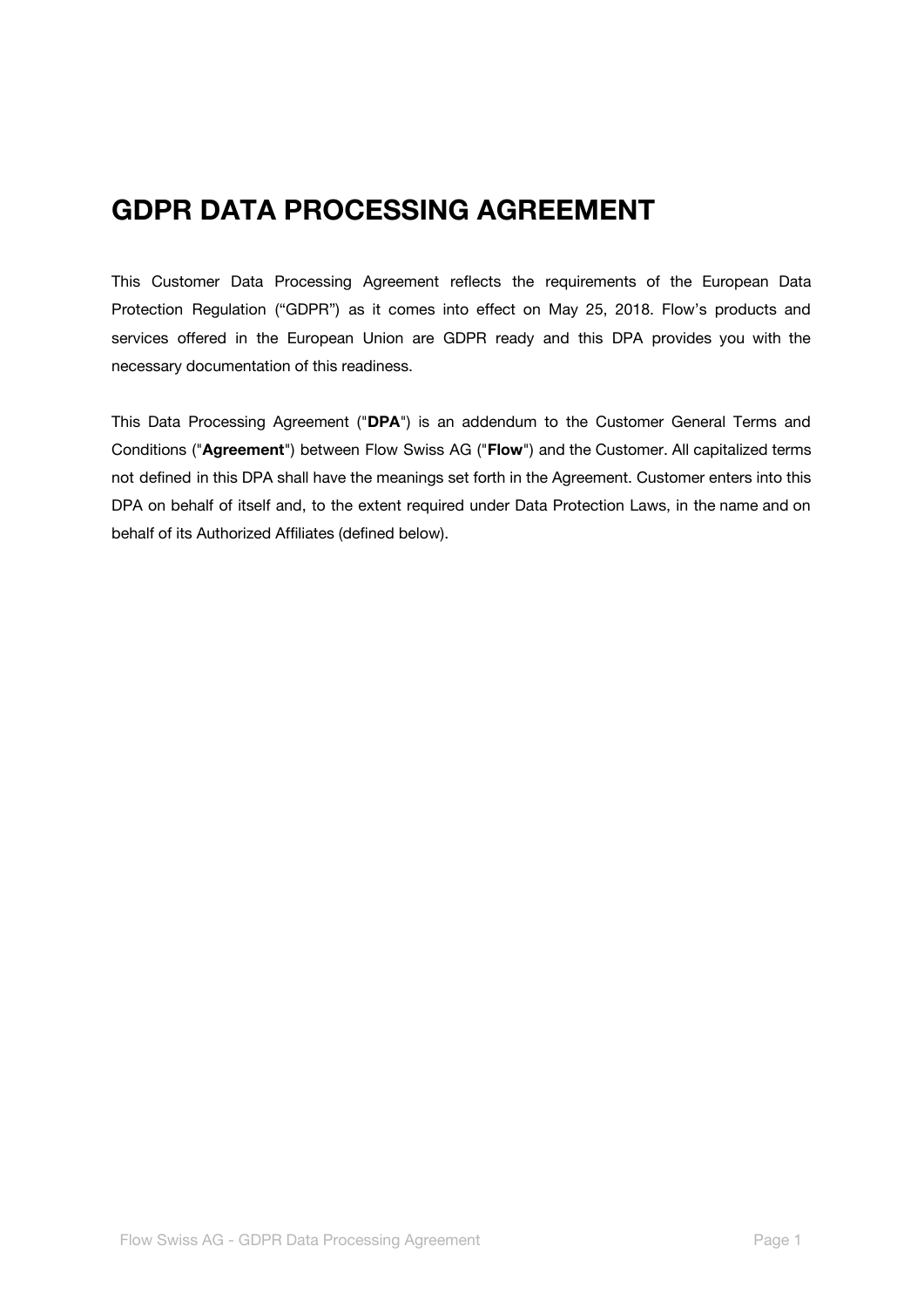# GDPR DATA PROCESSING AGREEMENT

This Customer Data Processing Agreement reflects the requirements of the European Data Protection Regulation ("GDPR") as it comes into effect on May 25, 2018. Flow's products and services offered in the European Union are GDPR ready and this DPA provides you with the necessary documentation of this readiness.

This Data Processing Agreement ("**DPA**") is an addendum to the Customer General Terms and Conditions ("**Agreement**") between Flow Swiss AG ("**Flow**") and the Customer. All capitalized terms not defined in this DPA shall have the meanings set forth in the Agreement. Customer enters into this DPA on behalf of itself and, to the extent required under Data Protection Laws, in the name and on behalf of its Authorized Affiliates (defined below).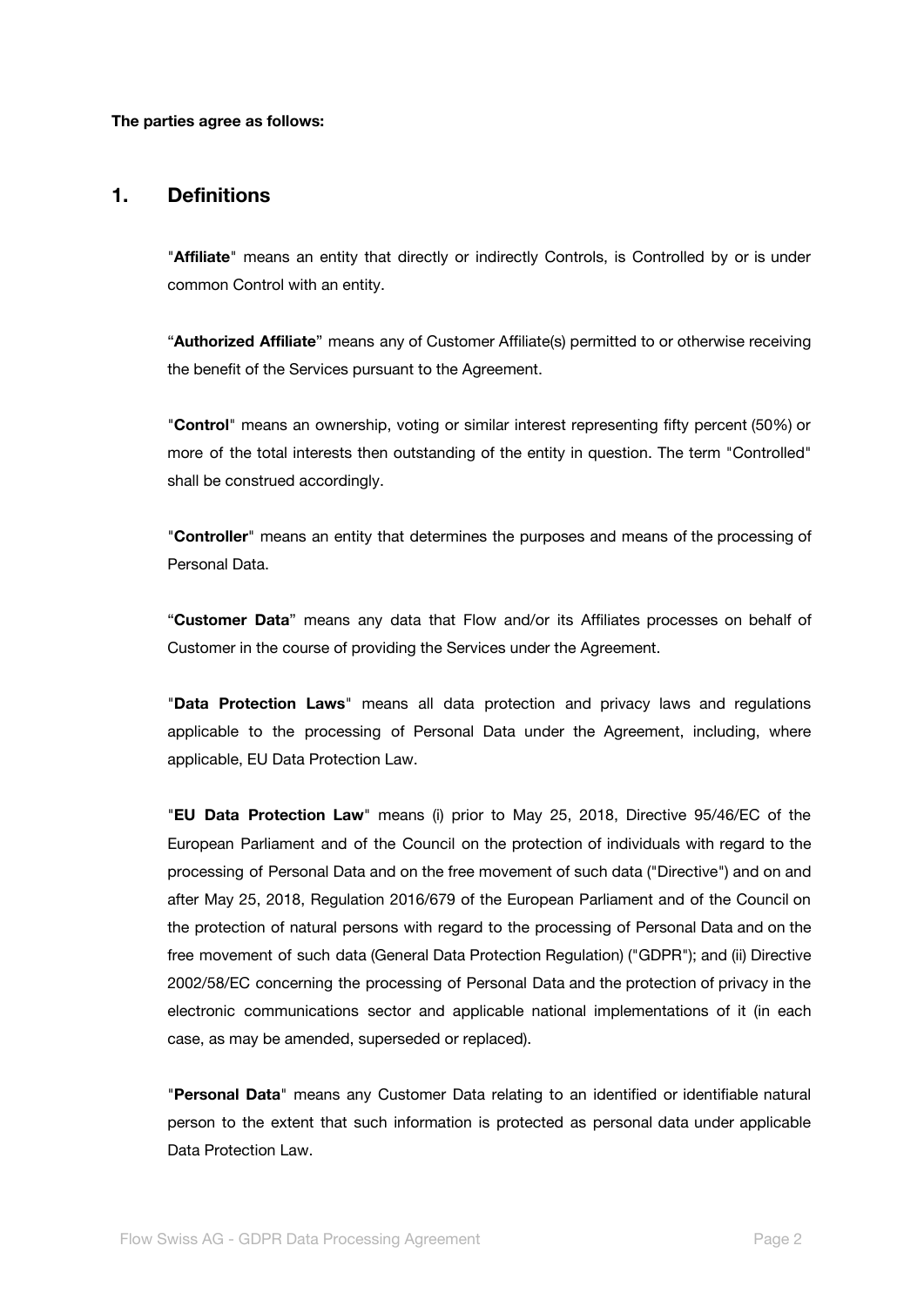**The parties agree as follows:**

## 1. Definitions

"**Affiliate**" means an entity that directly or indirectly Controls, is Controlled by or is under common Control with an entity.

"**Authorized Affiliate**" means any of Customer Affiliate(s) permitted to or otherwise receiving the benefit of the Services pursuant to the Agreement.

"**Control**" means an ownership, voting or similar interest representing fifty percent (50%) or more of the total interests then outstanding of the entity in question. The term "Controlled" shall be construed accordingly.

"**Controller**" means an entity that determines the purposes and means of the processing of Personal Data.

"**Customer Data**" means any data that Flow and/or its Affiliates processes on behalf of Customer in the course of providing the Services under the Agreement.

"**Data Protection Laws**" means all data protection and privacy laws and regulations applicable to the processing of Personal Data under the Agreement, including, where applicable, EU Data Protection Law.

"**EU Data Protection Law**" means (i) prior to May 25, 2018, Directive 95/46/EC of the European Parliament and of the Council on the protection of individuals with regard to the processing of Personal Data and on the free movement of such data ("Directive") and on and after May 25, 2018, Regulation 2016/679 of the European Parliament and of the Council on the protection of natural persons with regard to the processing of Personal Data and on the free movement of such data (General Data Protection Regulation) ("GDPR"); and (ii) Directive 2002/58/EC concerning the processing of Personal Data and the protection of privacy in the electronic communications sector and applicable national implementations of it (in each case, as may be amended, superseded or replaced).

"**Personal Data**" means any Customer Data relating to an identified or identifiable natural person to the extent that such information is protected as personal data under applicable Data Protection Law.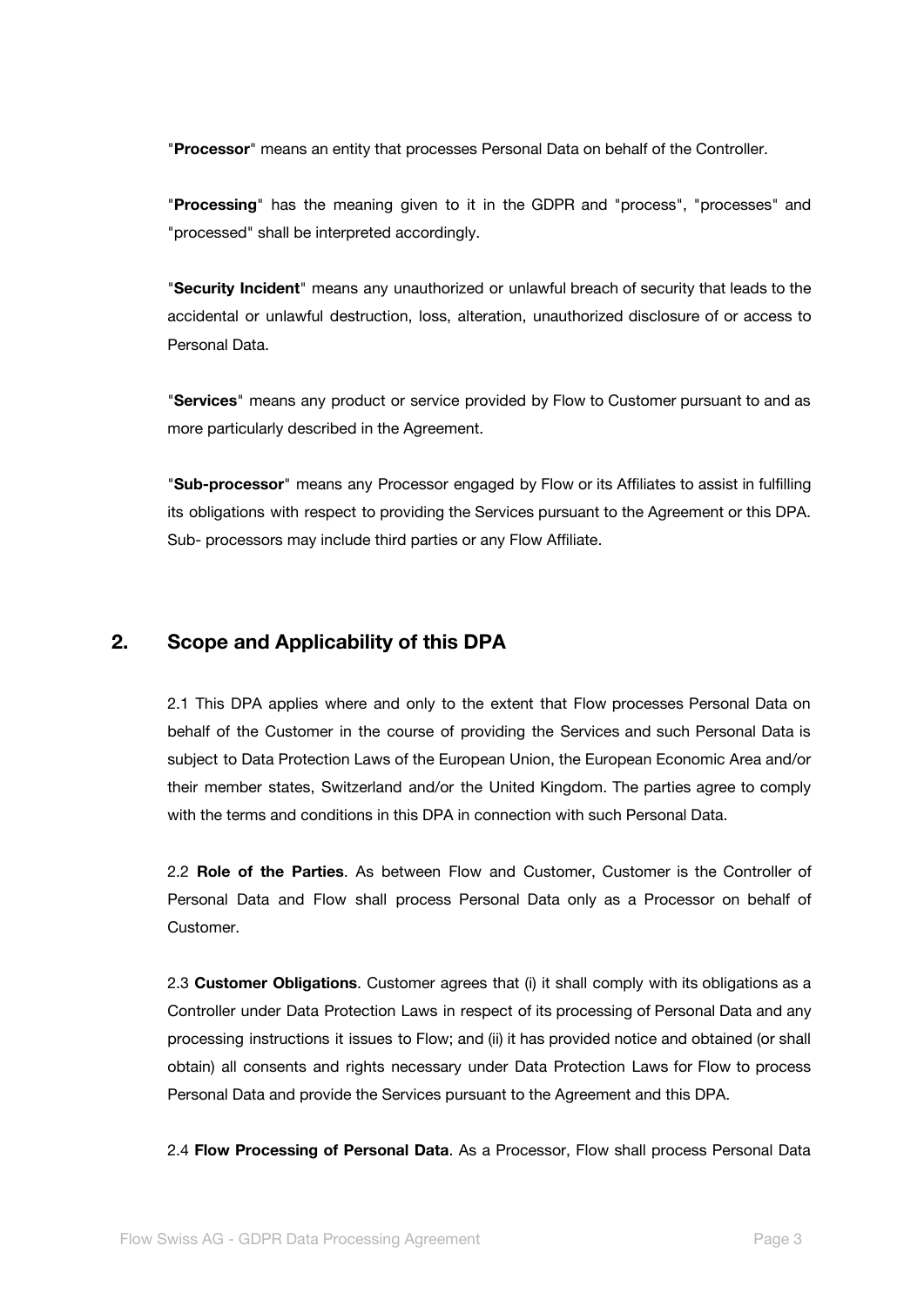"**Processor**" means an entity that processes Personal Data on behalf of the Controller.

"**Processing**" has the meaning given to it in the GDPR and "process", "processes" and "processed" shall be interpreted accordingly.

"**Security Incident**" means any unauthorized or unlawful breach of security that leads to the accidental or unlawful destruction, loss, alteration, unauthorized disclosure of or access to Personal Data.

"**Services**" means any product or service provided by Flow to Customer pursuant to and as more particularly described in the Agreement.

"**Sub-processor**" means any Processor engaged by Flow or its Affiliates to assist in fulfilling its obligations with respect to providing the Services pursuant to the Agreement or this DPA. Sub- processors may include third parties or any Flow Affiliate.

## 2. Scope and Applicability of this DPA

2.1 This DPA applies where and only to the extent that Flow processes Personal Data on behalf of the Customer in the course of providing the Services and such Personal Data is subject to Data Protection Laws of the European Union, the European Economic Area and/or their member states, Switzerland and/or the United Kingdom. The parties agree to comply with the terms and conditions in this DPA in connection with such Personal Data.

2.2 **Role of the Parties**. As between Flow and Customer, Customer is the Controller of Personal Data and Flow shall process Personal Data only as a Processor on behalf of Customer.

2.3 **Customer Obligations**. Customer agrees that (i) it shall comply with its obligations as a Controller under Data Protection Laws in respect of its processing of Personal Data and any processing instructions it issues to Flow; and (ii) it has provided notice and obtained (or shall obtain) all consents and rights necessary under Data Protection Laws for Flow to process Personal Data and provide the Services pursuant to the Agreement and this DPA.

2.4 **Flow Processing of Personal Data**. As a Processor, Flow shall process Personal Data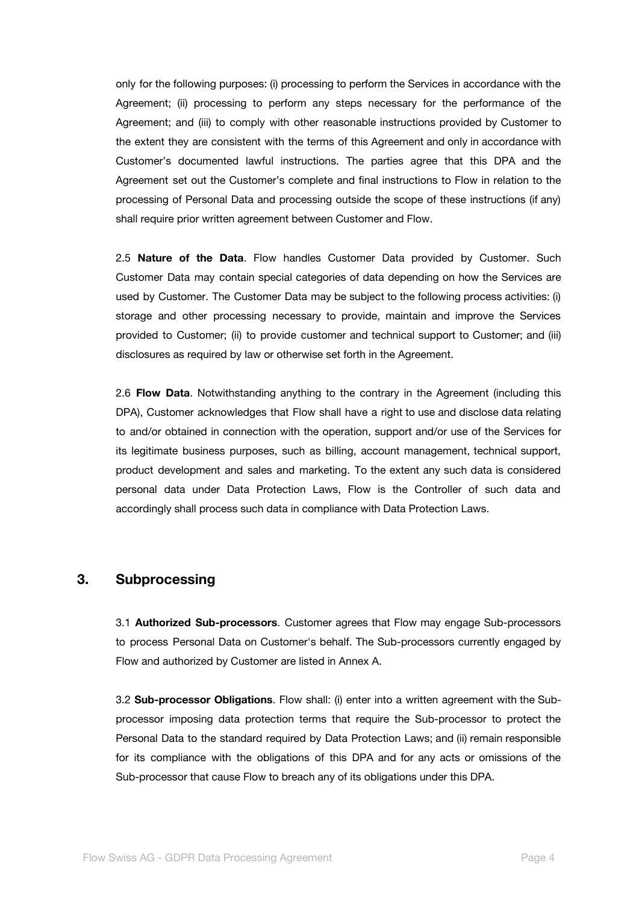only for the following purposes: (i) processing to perform the Services in accordance with the Agreement; (ii) processing to perform any steps necessary for the performance of the Agreement; and (iii) to comply with other reasonable instructions provided by Customer to the extent they are consistent with the terms of this Agreement and only in accordance with Customer's documented lawful instructions. The parties agree that this DPA and the Agreement set out the Customer's complete and final instructions to Flow in relation to the processing of Personal Data and processing outside the scope of these instructions (if any) shall require prior written agreement between Customer and Flow.

2.5 **Nature of the Data**. Flow handles Customer Data provided by Customer. Such Customer Data may contain special categories of data depending on how the Services are used by Customer. The Customer Data may be subject to the following process activities: (i) storage and other processing necessary to provide, maintain and improve the Services provided to Customer; (ii) to provide customer and technical support to Customer; and (iii) disclosures as required by law or otherwise set forth in the Agreement.

2.6 **Flow Data**. Notwithstanding anything to the contrary in the Agreement (including this DPA), Customer acknowledges that Flow shall have a right to use and disclose data relating to and/or obtained in connection with the operation, support and/or use of the Services for its legitimate business purposes, such as billing, account management, technical support, product development and sales and marketing. To the extent any such data is considered personal data under Data Protection Laws, Flow is the Controller of such data and accordingly shall process such data in compliance with Data Protection Laws.

## 3. Subprocessing

3.1 **Authorized Sub-processors**. Customer agrees that Flow may engage Sub-processors to process Personal Data on Customer's behalf. The Sub-processors currently engaged by Flow and authorized by Customer are listed in Annex A.

3.2 **Sub-processor Obligations**. Flow shall: (i) enter into a written agreement with the Sub-processor imposing data protection terms that require the Sub-processor to protect the Personal Data to the standard required by Data Protection Laws; and (ii) remain responsible for its compliance with the obligations of this DPA and for any acts or omissions of the Sub-processor that cause Flow to breach any of its obligations under this DPA.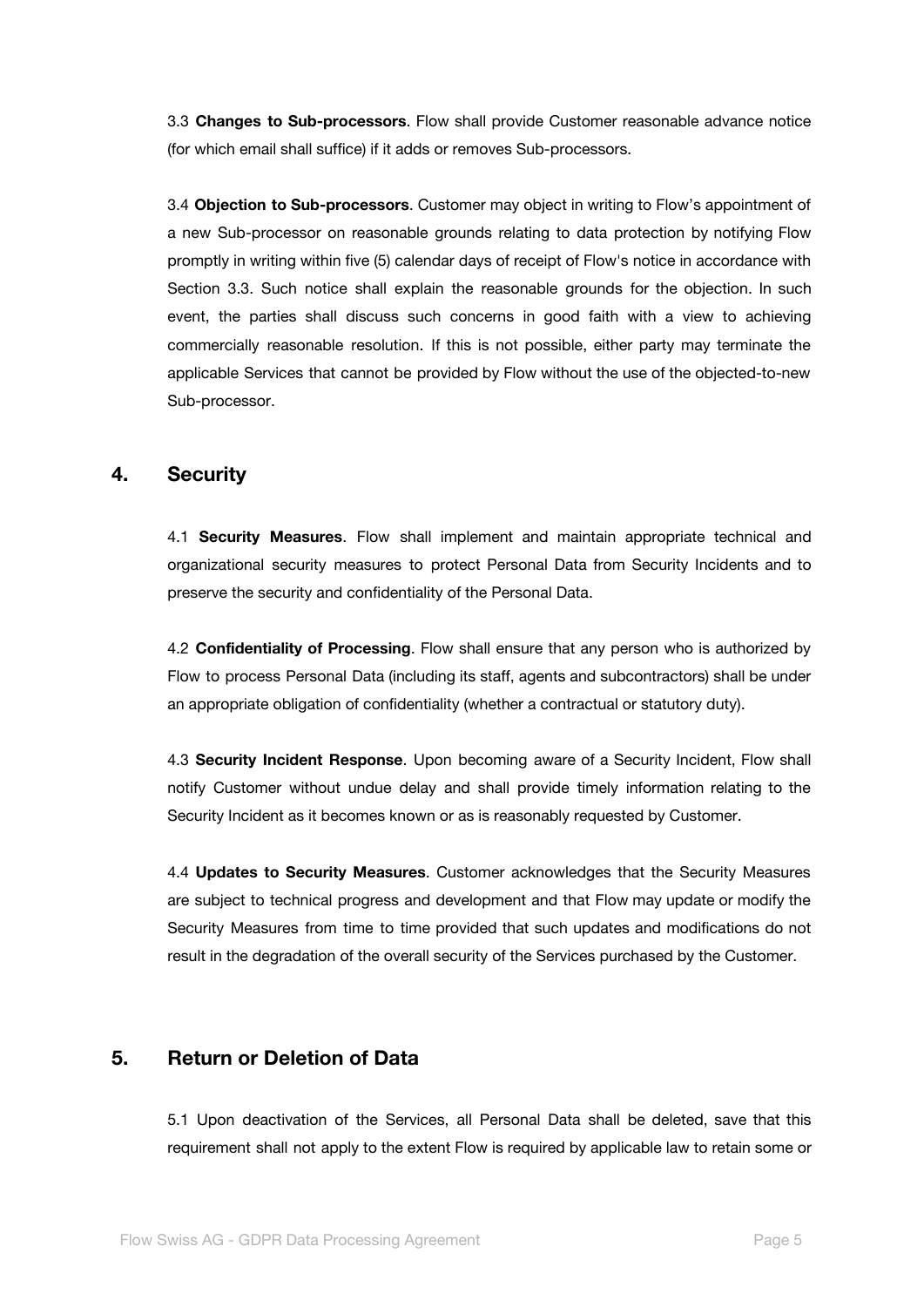3.3 **Changes to Sub-processors**. Flow shall provide Customer reasonable advance notice (for which email shall suffice) if it adds or removes Sub-processors.

3.4 **Objection to Sub-processors**. Customer may object in writing to Flow's appointment of a new Sub-processor on reasonable grounds relating to data protection by notifying Flow promptly in writing within five (5) calendar days of receipt of Flow's notice in accordance with Section 3.3. Such notice shall explain the reasonable grounds for the objection. In such event, the parties shall discuss such concerns in good faith with a view to achieving commercially reasonable resolution. If this is not possible, either party may terminate the applicable Services that cannot be provided by Flow without the use of the objected-to-new Sub-processor.

## 4. Security

4.1 **Security Measures**. Flow shall implement and maintain appropriate technical and organizational security measures to protect Personal Data from Security Incidents and to preserve the security and confidentiality of the Personal Data.

4.2 **Confidentiality of Processing**. Flow shall ensure that any person who is authorized by Flow to process Personal Data (including its staff, agents and subcontractors) shall be under an appropriate obligation of confidentiality (whether a contractual or statutory duty).

4.3 **Security Incident Response**. Upon becoming aware of a Security Incident, Flow shall notify Customer without undue delay and shall provide timely information relating to the Security Incident as it becomes known or as is reasonably requested by Customer.

4.4 **Updates to Security Measures**. Customer acknowledges that the Security Measures are subject to technical progress and development and that Flow may update or modify the Security Measures from time to time provided that such updates and modifications do not result in the degradation of the overall security of the Services purchased by the Customer.

## 5. Return or Deletion of Data

5.1 Upon deactivation of the Services, all Personal Data shall be deleted, save that this requirement shall not apply to the extent Flow is required by applicable law to retain some or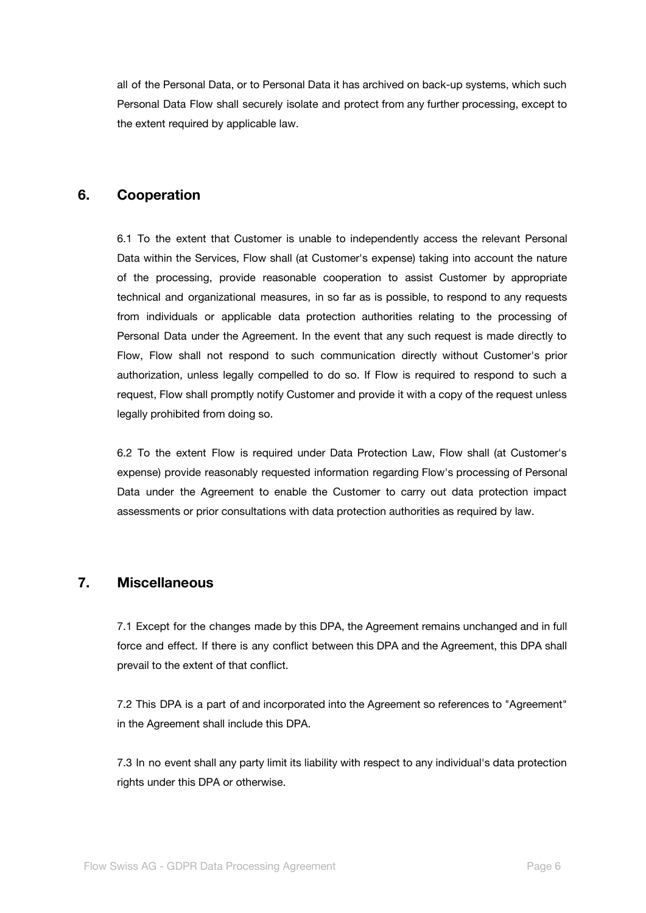all of the Personal Data, or to Personal Data it has archived on back-up systems, which such Personal Data Flow shall securely isolate and protect from any further processing, except to the extent required by applicable law.

## 6. Cooperation

6.1 To the extent that Customer is unable to independently access the relevant Personal Data within the Services, Flow shall (at Customer's expense) taking into account the nature of the processing, provide reasonable cooperation to assist Customer by appropriate technical and organizational measures, in so far as is possible, to respond to any requests from individuals or applicable data protection authorities relating to the processing of Personal Data under the Agreement. In the event that any such request is made directly to Flow, Flow shall not respond to such communication directly without Customer's prior authorization, unless legally compelled to do so. If Flow is required to respond to such a request, Flow shall promptly notify Customer and provide it with a copy of the request unless legally prohibited from doing so.

6.2 To the extent Flow is required under Data Protection Law, Flow shall (at Customer's expense) provide reasonably requested information regarding Flow's processing of Personal Data under the Agreement to enable the Customer to carry out data protection impact assessments or prior consultations with data protection authorities as required by law.

## 7. Miscellaneous

7.1 Except for the changes made by this DPA, the Agreement remains unchanged and in full force and effect. If there is any conflict between this DPA and the Agreement, this DPA shall prevail to the extent of that conflict.

7.2 This DPA is a part of and incorporated into the Agreement so references to "Agreement" in the Agreement shall include this DPA.

7.3 In no event shall any party limit its liability with respect to any individual's data protection rights under this DPA or otherwise.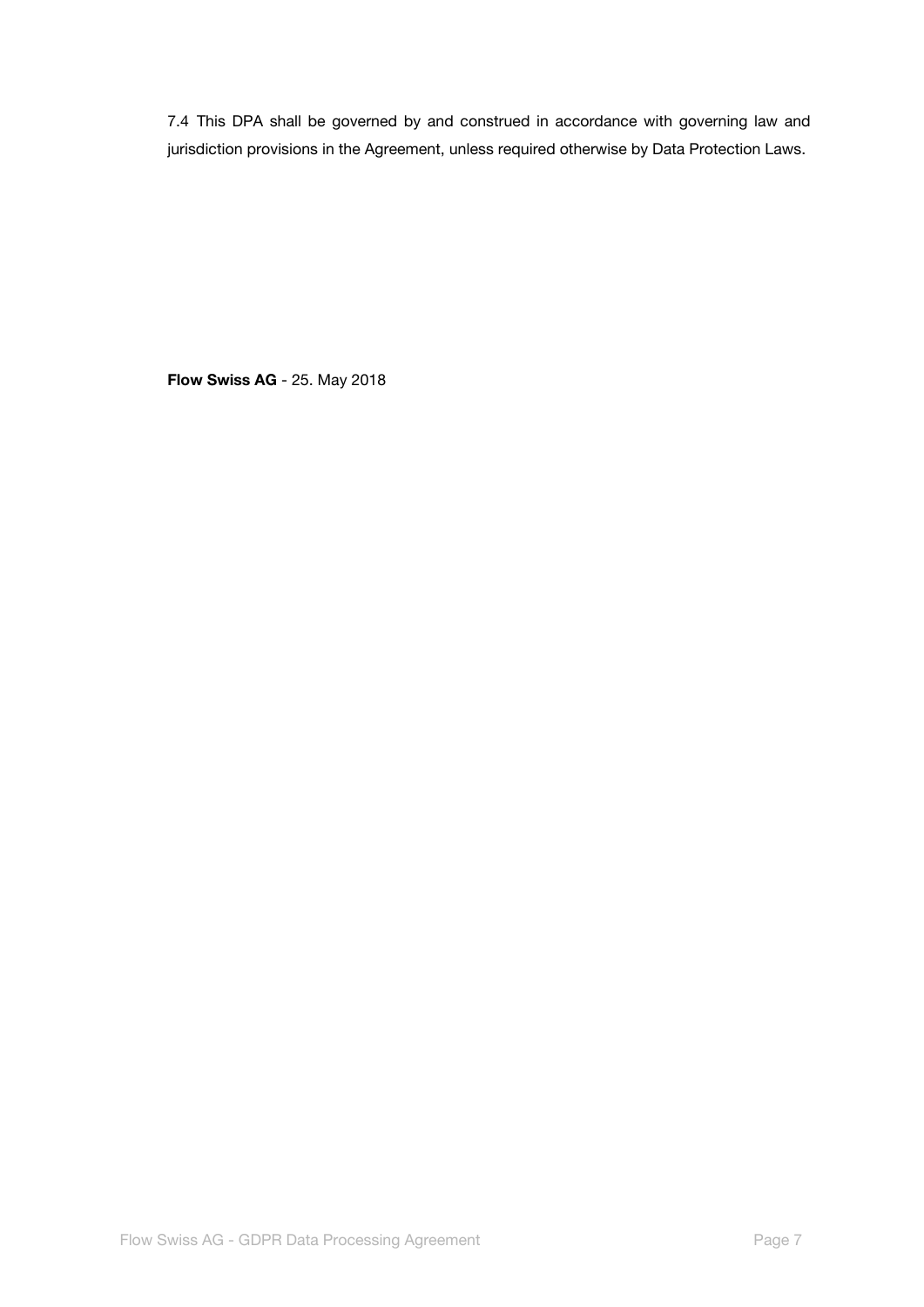7.4 This DPA shall be governed by and construed in accordance with governing law and jurisdiction provisions in the Agreement, unless required otherwise by Data Protection Laws.

**Flow Swiss AG** - 25. May 2018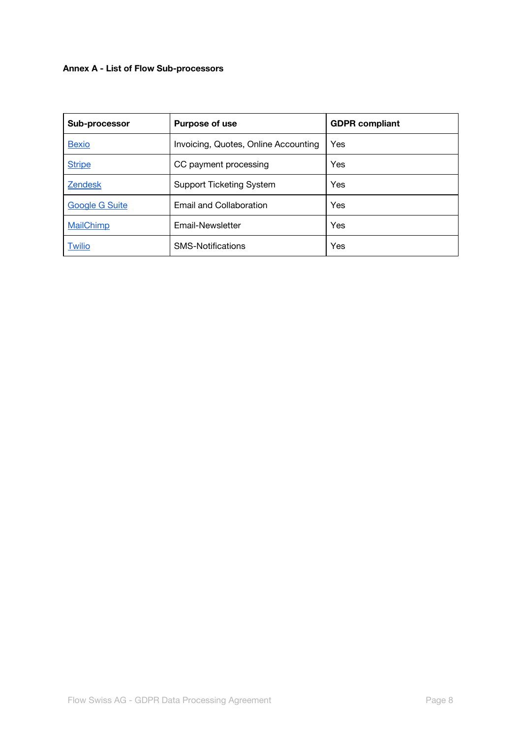**Annex A - List of Flow Sub-processors**

| Sub-processor | Purpose of use | GDPR compliant |
| --- | --- | --- |
| Bexio | Invoicing, Quotes, Online Accounting | Yes |
| Stripe | CC payment processing | Yes |
| Zendesk | Support Ticketing System | Yes |
| Google G Suite | Email and Collaboration | Yes |
| MailChimp | Email-Newsletter | Yes |
| Twilio | SMS-Notifications | Yes |